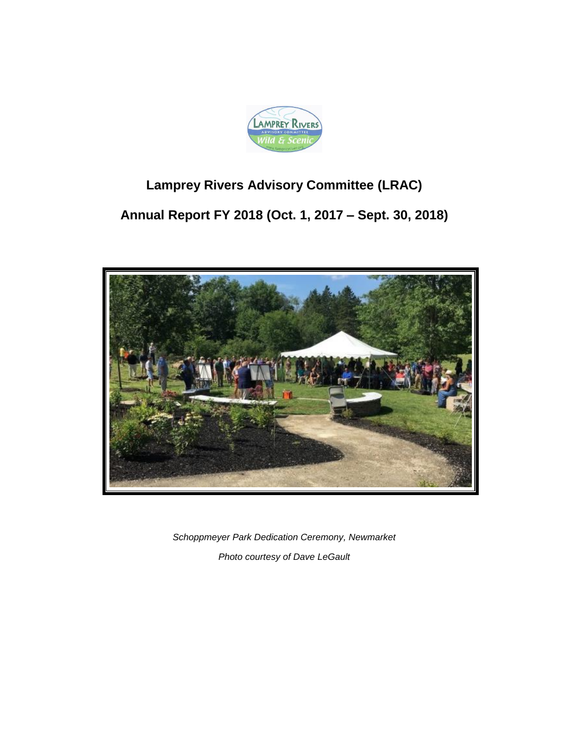# Lamprey Rivers Advisory Committee (LRAC)

## Annual Report FY 2018 (Oct. 1, 2017 – Sept. 30, 2018)

*Schoppmeyer Park Dedication Ceremony, Newmarket*

*Photo courtesy of Dave LeGault*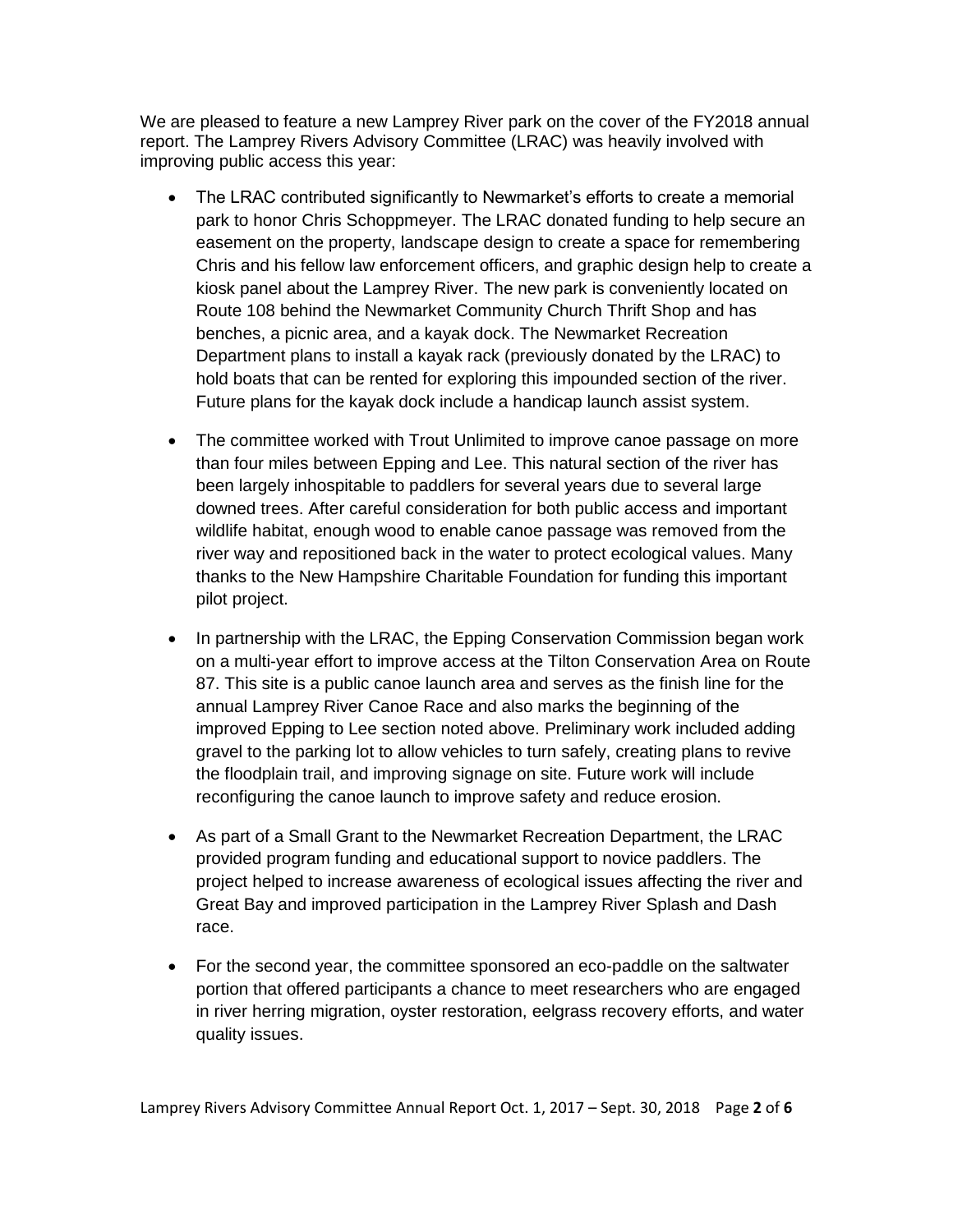We are pleased to feature a new Lamprey River park on the cover of the FY2018 annual report. The Lamprey Rivers Advisory Committee (LRAC) was heavily involved with improving public access this year:

- The LRAC contributed significantly to Newmarket's efforts to create a memorial park to honor Chris Schoppmeyer. The LRAC donated funding to help secure an easement on the property, landscape design to create a space for remembering Chris and his fellow law enforcement officers, and graphic design help to create a kiosk panel about the Lamprey River. The new park is conveniently located on Route 108 behind the Newmarket Community Church Thrift Shop and has benches, a picnic area, and a kayak dock. The Newmarket Recreation Department plans to install a kayak rack (previously donated by the LRAC) to hold boats that can be rented for exploring this impounded section of the river. Future plans for the kayak dock include a handicap launch assist system.

- The committee worked with Trout Unlimited to improve canoe passage on more than four miles between Epping and Lee. This natural section of the river has been largely inhospitable to paddlers for several years due to several large downed trees. After careful consideration for both public access and important wildlife habitat, enough wood to enable canoe passage was removed from the river way and repositioned back in the water to protect ecological values. Many thanks to the New Hampshire Charitable Foundation for funding this important pilot project.

- In partnership with the LRAC, the Epping Conservation Commission began work on a multi-year effort to improve access at the Tilton Conservation Area on Route 87. This site is a public canoe launch area and serves as the finish line for the annual Lamprey River Canoe Race and also marks the beginning of the improved Epping to Lee section noted above. Preliminary work included adding gravel to the parking lot to allow vehicles to turn safely, creating plans to revive the floodplain trail, and improving signage on site. Future work will include reconfiguring the canoe launch to improve safety and reduce erosion.

- As part of a Small Grant to the Newmarket Recreation Department, the LRAC provided program funding and educational support to novice paddlers. The project helped to increase awareness of ecological issues affecting the river and Great Bay and improved participation in the Lamprey River Splash and Dash race.

- For the second year, the committee sponsored an eco-paddle on the saltwater portion that offered participants a chance to meet researchers who are engaged in river herring migration, oyster restoration, eelgrass recovery efforts, and water quality issues.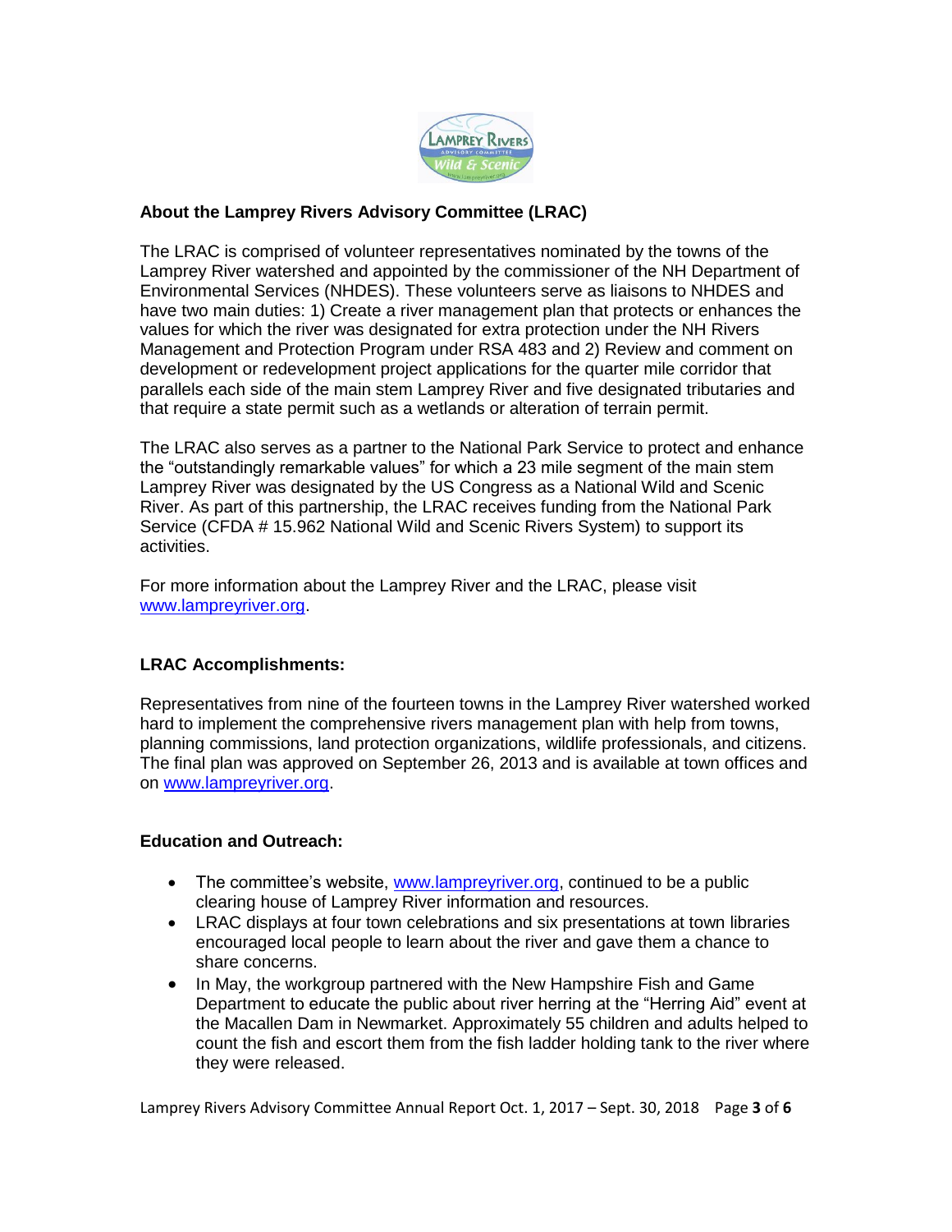**About the Lamprey Rivers Advisory Committee (LRAC)**

The LRAC is comprised of volunteer representatives nominated by the towns of the Lamprey River watershed and appointed by the commissioner of the NH Department of Environmental Services (NHDES). These volunteers serve as liaisons to NHDES and have two main duties: 1) Create a river management plan that protects or enhances the values for which the river was designated for extra protection under the NH Rivers Management and Protection Program under RSA 483 and 2) Review and comment on development or redevelopment project applications for the quarter mile corridor that parallels each side of the main stem Lamprey River and five designated tributaries and that require a state permit such as a wetlands or alteration of terrain permit.

The LRAC also serves as a partner to the National Park Service to protect and enhance the "outstandingly remarkable values" for which a 23 mile segment of the main stem Lamprey River was designated by the US Congress as a National Wild and Scenic River. As part of this partnership, the LRAC receives funding from the National Park Service (CFDA # 15.962 National Wild and Scenic Rivers System) to support its activities.

For more information about the Lamprey River and the LRAC, please visit www.lampreyriver.org.

**LRAC Accomplishments:**

Representatives from nine of the fourteen towns in the Lamprey River watershed worked hard to implement the comprehensive rivers management plan with help from towns, planning commissions, land protection organizations, wildlife professionals, and citizens. The final plan was approved on September 26, 2013 and is available at town offices and on www.lampreyriver.org.

**Education and Outreach:**

- The committee's website, www.lampreyriver.org, continued to be a public clearing house of Lamprey River information and resources.
- LRAC displays at four town celebrations and six presentations at town libraries encouraged local people to learn about the river and gave them a chance to share concerns.
- In May, the workgroup partnered with the New Hampshire Fish and Game Department to educate the public about river herring at the "Herring Aid" event at the Macallen Dam in Newmarket. Approximately 55 children and adults helped to count the fish and escort them from the fish ladder holding tank to the river where they were released.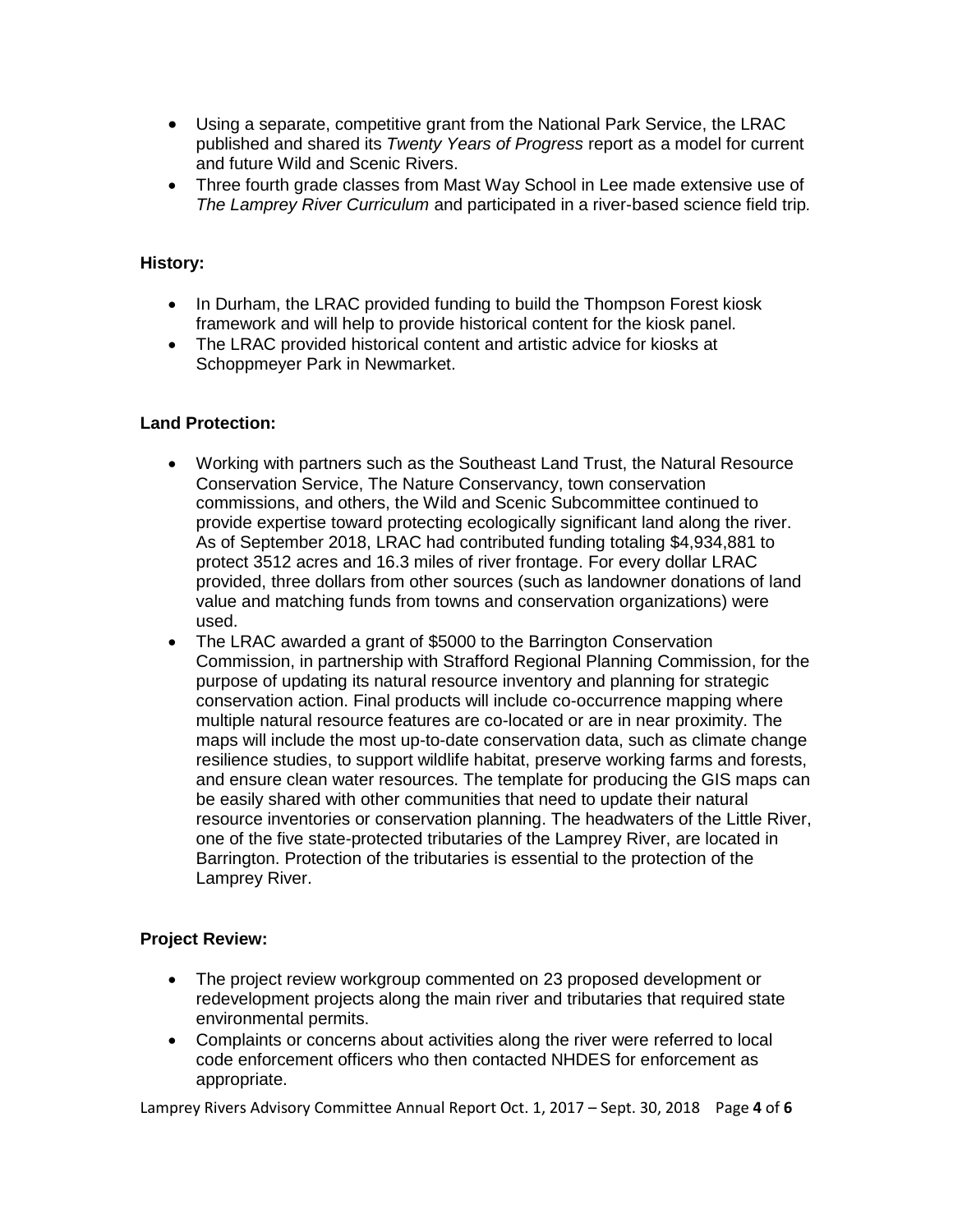- Using a separate, competitive grant from the National Park Service, the LRAC published and shared its *Twenty Years of Progress* report as a model for current and future Wild and Scenic Rivers.
- Three fourth grade classes from Mast Way School in Lee made extensive use of *The Lamprey River Curriculum* and participated in a river-based science field trip.

**History:**

- In Durham, the LRAC provided funding to build the Thompson Forest kiosk framework and will help to provide historical content for the kiosk panel.
- The LRAC provided historical content and artistic advice for kiosks at Schoppmeyer Park in Newmarket.

**Land Protection:**

- Working with partners such as the Southeast Land Trust, the Natural Resource Conservation Service, The Nature Conservancy, town conservation commissions, and others, the Wild and Scenic Subcommittee continued to provide expertise toward protecting ecologically significant land along the river. As of September 2018, LRAC had contributed funding totaling $4,934,881 to protect 3512 acres and 16.3 miles of river frontage. For every dollar LRAC provided, three dollars from other sources (such as landowner donations of land value and matching funds from towns and conservation organizations) were used.
- The LRAC awarded a grant of $5000 to the Barrington Conservation Commission, in partnership with Strafford Regional Planning Commission, for the purpose of updating its natural resource inventory and planning for strategic conservation action. Final products will include co-occurrence mapping where multiple natural resource features are co-located or are in near proximity. The maps will include the most up-to-date conservation data, such as climate change resilience studies, to support wildlife habitat, preserve working farms and forests, and ensure clean water resources. The template for producing the GIS maps can be easily shared with other communities that need to update their natural resource inventories or conservation planning. The headwaters of the Little River, one of the five state-protected tributaries of the Lamprey River, are located in Barrington. Protection of the tributaries is essential to the protection of the Lamprey River.

**Project Review:**

- The project review workgroup commented on 23 proposed development or redevelopment projects along the main river and tributaries that required state environmental permits.
- Complaints or concerns about activities along the river were referred to local code enforcement officers who then contacted NHDES for enforcement as appropriate.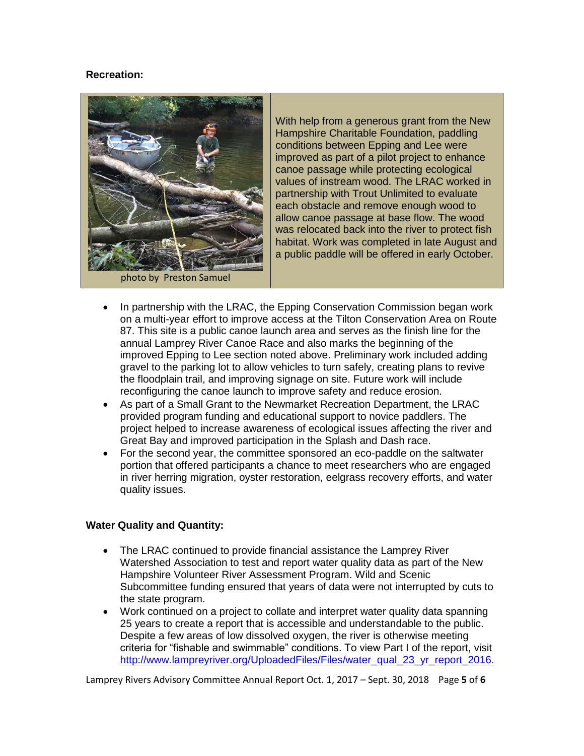**Recreation:**

photo by Preston Samuel

With help from a generous grant from the New Hampshire Charitable Foundation, paddling conditions between Epping and Lee were improved as part of a pilot project to enhance canoe passage while protecting ecological values of instream wood. The LRAC worked in partnership with Trout Unlimited to evaluate each obstacle and remove enough wood to allow canoe passage at base flow. The wood was relocated back into the river to protect fish habitat. Work was completed in late August and a public paddle will be offered in early October.

- In partnership with the LRAC, the Epping Conservation Commission began work on a multi-year effort to improve access at the Tilton Conservation Area on Route 87. This site is a public canoe launch area and serves as the finish line for the annual Lamprey River Canoe Race and also marks the beginning of the improved Epping to Lee section noted above. Preliminary work included adding gravel to the parking lot to allow vehicles to turn safely, creating plans to revive the floodplain trail, and improving signage on site. Future work will include reconfiguring the canoe launch to improve safety and reduce erosion.
- As part of a Small Grant to the Newmarket Recreation Department, the LRAC provided program funding and educational support to novice paddlers. The project helped to increase awareness of ecological issues affecting the river and Great Bay and improved participation in the Splash and Dash race.
- For the second year, the committee sponsored an eco-paddle on the saltwater portion that offered participants a chance to meet researchers who are engaged in river herring migration, oyster restoration, eelgrass recovery efforts, and water quality issues.

**Water Quality and Quantity:**

- The LRAC continued to provide financial assistance the Lamprey River Watershed Association to test and report water quality data as part of the New Hampshire Volunteer River Assessment Program. Wild and Scenic Subcommittee funding ensured that years of data were not interrupted by cuts to the state program.
- Work continued on a project to collate and interpret water quality data spanning 25 years to create a report that is accessible and understandable to the public. Despite a few areas of low dissolved oxygen, the river is otherwise meeting criteria for "fishable and swimmable" conditions. To view Part I of the report, visit http://www.lampreyriver.org/UploadedFiles/Files/water_qual_23_yr_report_2016.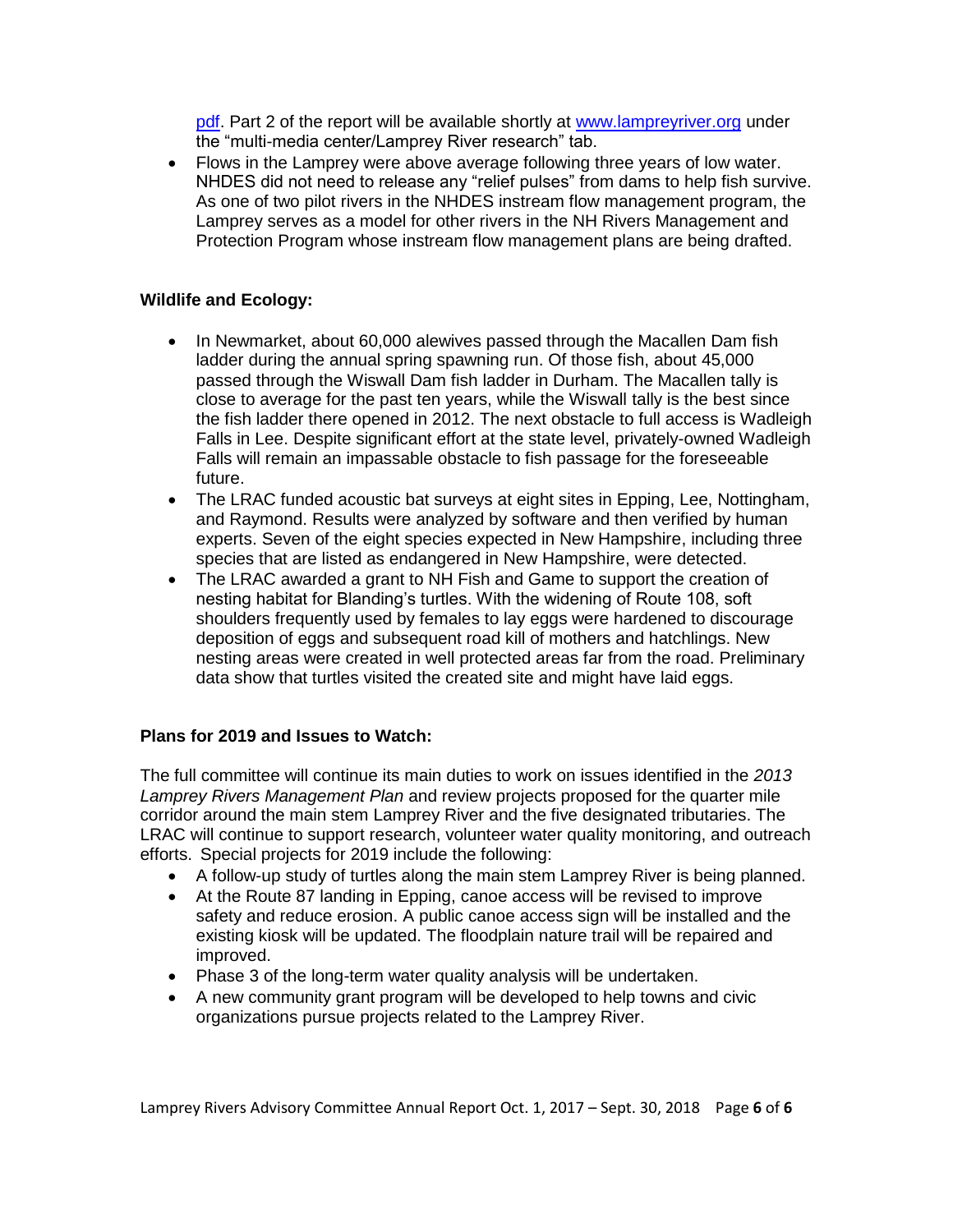pdf. Part 2 of the report will be available shortly at www.lampreyriver.org under the "multi-media center/Lamprey River research" tab.

- Flows in the Lamprey were above average following three years of low water. NHDES did not need to release any "relief pulses" from dams to help fish survive. As one of two pilot rivers in the NHDES instream flow management program, the Lamprey serves as a model for other rivers in the NH Rivers Management and Protection Program whose instream flow management plans are being drafted.

**Wildlife and Ecology:**

- In Newmarket, about 60,000 alewives passed through the Macallen Dam fish ladder during the annual spring spawning run. Of those fish, about 45,000 passed through the Wiswall Dam fish ladder in Durham. The Macallen tally is close to average for the past ten years, while the Wiswall tally is the best since the fish ladder there opened in 2012. The next obstacle to full access is Wadleigh Falls in Lee. Despite significant effort at the state level, privately-owned Wadleigh Falls will remain an impassable obstacle to fish passage for the foreseeable future.
- The LRAC funded acoustic bat surveys at eight sites in Epping, Lee, Nottingham, and Raymond. Results were analyzed by software and then verified by human experts. Seven of the eight species expected in New Hampshire, including three species that are listed as endangered in New Hampshire, were detected.
- The LRAC awarded a grant to NH Fish and Game to support the creation of nesting habitat for Blanding's turtles. With the widening of Route 108, soft shoulders frequently used by females to lay eggs were hardened to discourage deposition of eggs and subsequent road kill of mothers and hatchlings. New nesting areas were created in well protected areas far from the road. Preliminary data show that turtles visited the created site and might have laid eggs.

**Plans for 2019 and Issues to Watch:**

The full committee will continue its main duties to work on issues identified in the *2013 Lamprey Rivers Management Plan* and review projects proposed for the quarter mile corridor around the main stem Lamprey River and the five designated tributaries. The LRAC will continue to support research, volunteer water quality monitoring, and outreach efforts. Special projects for 2019 include the following:

- A follow-up study of turtles along the main stem Lamprey River is being planned.
- At the Route 87 landing in Epping, canoe access will be revised to improve safety and reduce erosion. A public canoe access sign will be installed and the existing kiosk will be updated. The floodplain nature trail will be repaired and improved.
- Phase 3 of the long-term water quality analysis will be undertaken.
- A new community grant program will be developed to help towns and civic organizations pursue projects related to the Lamprey River.